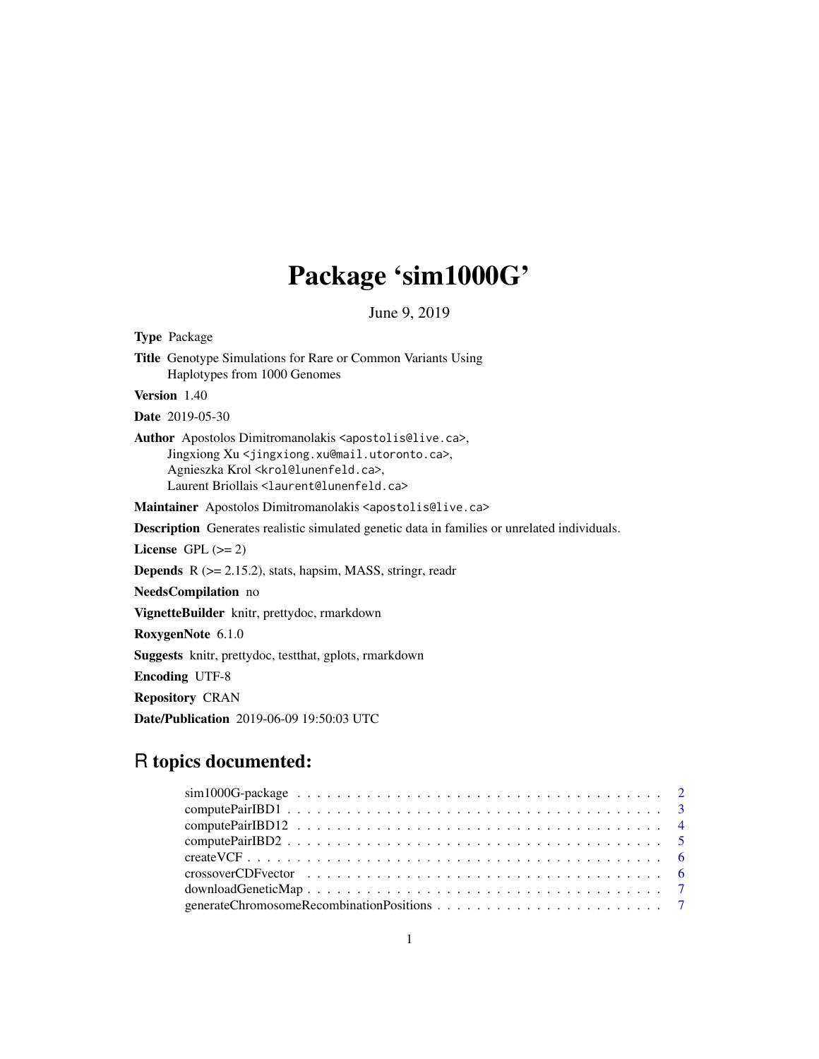# Package 'sim1000G'

June 9, 2019

**Type** Package

**Title** Genotype Simulations for Rare or Common Variants Using Haplotypes from 1000 Genomes

**Version** 1.40

**Date** 2019-05-30

**Author** Apostolos Dimitromanolakis <apostolis@live.ca>, Jingxiong Xu <jingxiong.xu@mail.utoronto.ca>, Agnieszka Krol <krol@lunenfeld.ca>, Laurent Briollais <laurent@lunenfeld.ca>

**Maintainer** Apostolos Dimitromanolakis <apostolis@live.ca>

**Description** Generates realistic simulated genetic data in families or unrelated individuals.

**License** GPL (>= 2)

**Depends** R (>= 2.15.2), stats, hapsim, MASS, stringr, readr

**NeedsCompilation** no

**VignetteBuilder** knitr, prettydoc, rmarkdown

**RoxygenNote** 6.1.0

**Suggests** knitr, prettydoc, testthat, gplots, rmarkdown

**Encoding** UTF-8

**Repository** CRAN

**Date/Publication** 2019-06-09 19:50:03 UTC

## R topics documented:

sim1000G-package . . . . . . . . . . . . . . . . . . . . . . . . . . . . . . . . . . . . . 2
computePairIBD1 . . . . . . . . . . . . . . . . . . . . . . . . . . . . . . . . . . . . . . 3
computePairIBD12 . . . . . . . . . . . . . . . . . . . . . . . . . . . . . . . . . . . . . 4
computePairIBD2 . . . . . . . . . . . . . . . . . . . . . . . . . . . . . . . . . . . . . . 5
createVCF . . . . . . . . . . . . . . . . . . . . . . . . . . . . . . . . . . . . . . . . . . 6
crossoverCDFvector . . . . . . . . . . . . . . . . . . . . . . . . . . . . . . . . . . . . 6
downloadGeneticMap . . . . . . . . . . . . . . . . . . . . . . . . . . . . . . . . . . . . 7
generateChromosomeRecombinationPositions . . . . . . . . . . . . . . . . . . . . . . . 7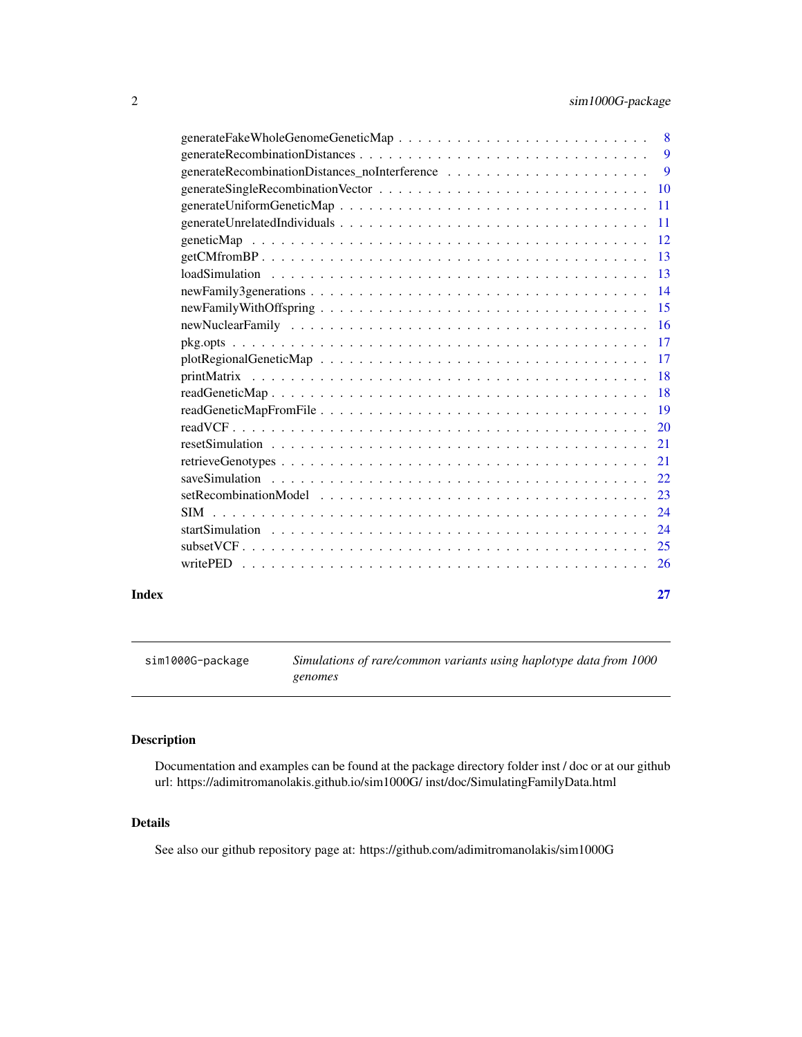generateFakeWholeGenomeGeneticMap . . . . . . . . . . . . . . . . . . . . . . . . . 8
generateRecombinationDistances . . . . . . . . . . . . . . . . . . . . . . . . . . . 9
generateRecombinationDistances_noInterference . . . . . . . . . . . . . . . . . . . . 9
generateSingleRecombinationVector . . . . . . . . . . . . . . . . . . . . . . . . . . 10
generateUniformGeneticMap . . . . . . . . . . . . . . . . . . . . . . . . . . . . . 11
generateUnrelatedIndividuals . . . . . . . . . . . . . . . . . . . . . . . . . . . . 11
geneticMap . . . . . . . . . . . . . . . . . . . . . . . . . . . . . . . . . . . . . 12
getCMfromBP . . . . . . . . . . . . . . . . . . . . . . . . . . . . . . . . . . . . 13
loadSimulation . . . . . . . . . . . . . . . . . . . . . . . . . . . . . . . . . . . 13
newFamily3generations . . . . . . . . . . . . . . . . . . . . . . . . . . . . . . . 14
newFamilyWithOffspring . . . . . . . . . . . . . . . . . . . . . . . . . . . . . . . 15
newNuclearFamily . . . . . . . . . . . . . . . . . . . . . . . . . . . . . . . . . . 16
pkg.opts . . . . . . . . . . . . . . . . . . . . . . . . . . . . . . . . . . . . . . . 17
plotRegionalGeneticMap . . . . . . . . . . . . . . . . . . . . . . . . . . . . . . . 17
printMatrix . . . . . . . . . . . . . . . . . . . . . . . . . . . . . . . . . . . . . 18
readGeneticMap . . . . . . . . . . . . . . . . . . . . . . . . . . . . . . . . . . . 18
readGeneticMapFromFile . . . . . . . . . . . . . . . . . . . . . . . . . . . . . . . 19
readVCF . . . . . . . . . . . . . . . . . . . . . . . . . . . . . . . . . . . . . . . 20
resetSimulation . . . . . . . . . . . . . . . . . . . . . . . . . . . . . . . . . . . 21
retrieveGenotypes . . . . . . . . . . . . . . . . . . . . . . . . . . . . . . . . . . 21
saveSimulation . . . . . . . . . . . . . . . . . . . . . . . . . . . . . . . . . . . 22
setRecombinationModel . . . . . . . . . . . . . . . . . . . . . . . . . . . . . . . . 23
SIM . . . . . . . . . . . . . . . . . . . . . . . . . . . . . . . . . . . . . . . . . 24
startSimulation . . . . . . . . . . . . . . . . . . . . . . . . . . . . . . . . . . . 24
subsetVCF . . . . . . . . . . . . . . . . . . . . . . . . . . . . . . . . . . . . . . 25
writePED . . . . . . . . . . . . . . . . . . . . . . . . . . . . . . . . . . . . . . . 26

**Index** 27

---

`sim1000G-package` *Simulations of rare/common variants using haplotype data from 1000 genomes*

---

## Description

Documentation and examples can be found at the package directory folder inst / doc or at our github url: https://adimitromanolakis.github.io/sim1000G/ inst/doc/SimulatingFamilyData.html

## Details

See also our github repository page at: https://github.com/adimitromanolakis/sim1000G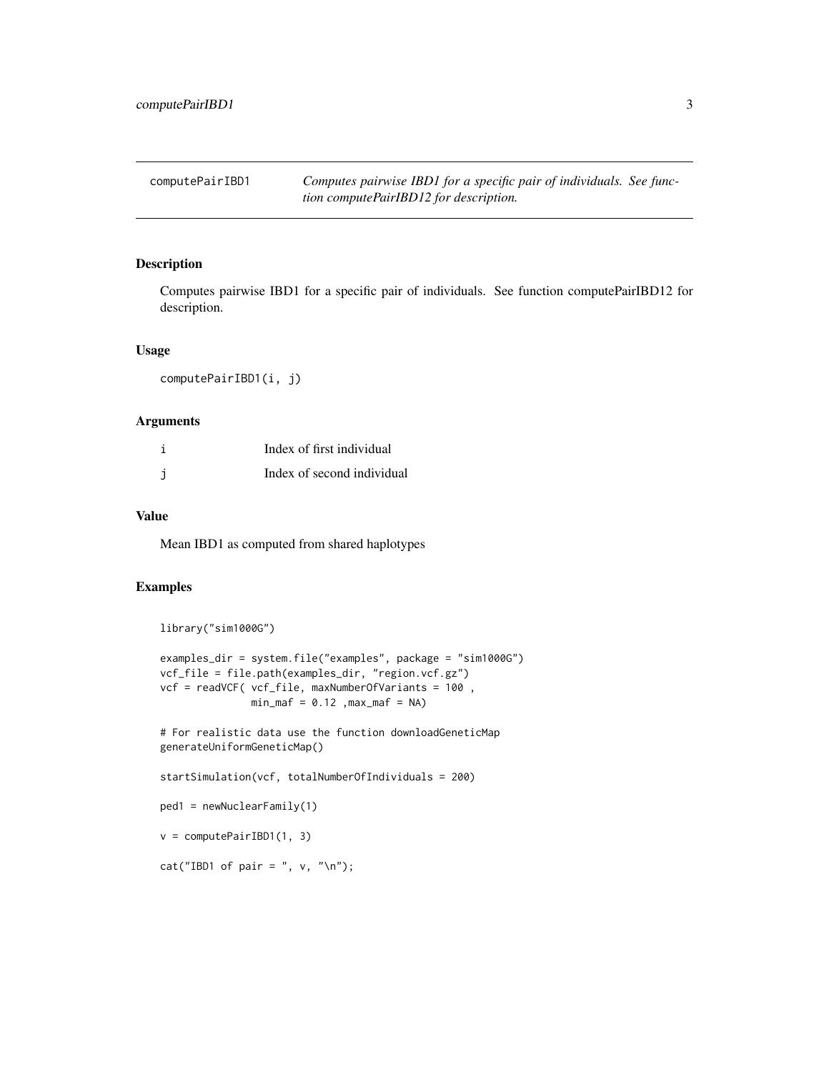computePairIBD1 — *Computes pairwise IBD1 for a specific pair of individuals. See function computePairIBD12 for description.*

## Description

Computes pairwise IBD1 for a specific pair of individuals. See function computePairIBD12 for description.

## Usage

```
computePairIBD1(i, j)
```

## Arguments

| | |
|---|---|
| i | Index of first individual |
| j | Index of second individual |

## Value

Mean IBD1 as computed from shared haplotypes

## Examples

```
library("sim1000G")

examples_dir = system.file("examples", package = "sim1000G")
vcf_file = file.path(examples_dir, "region.vcf.gz")
vcf = readVCF( vcf_file, maxNumberOfVariants = 100 ,
               min_maf = 0.12 ,max_maf = NA)

# For realistic data use the function downloadGeneticMap
generateUniformGeneticMap()

startSimulation(vcf, totalNumberOfIndividuals = 200)

ped1 = newNuclearFamily(1)

v = computePairIBD1(1, 3)

cat("IBD1 of pair = ", v, "\n");
```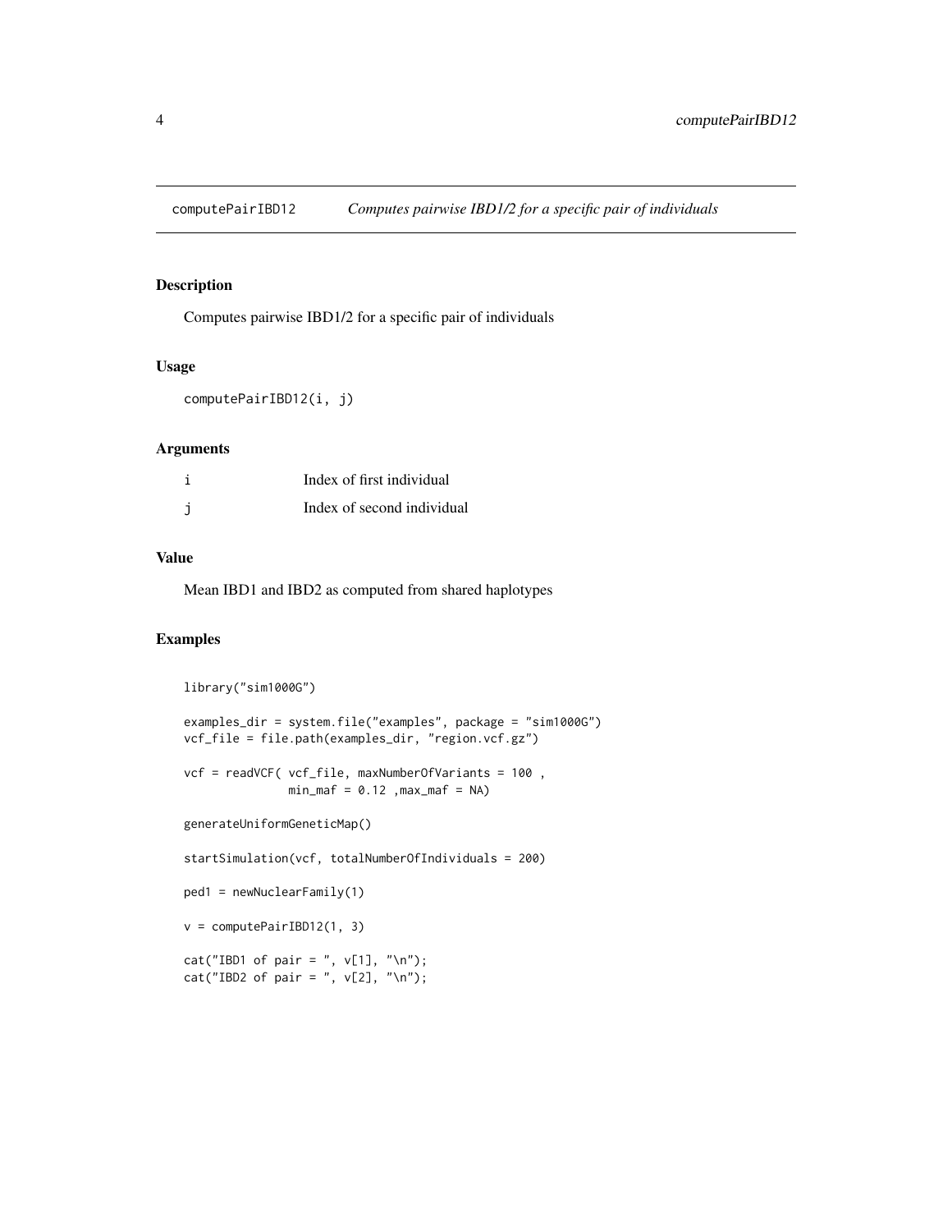# computePairIBD12 *Computes pairwise IBD1/2 for a specific pair of individuals*

## Description

Computes pairwise IBD1/2 for a specific pair of individuals

## Usage

```
computePairIBD12(i, j)
```

## Arguments

| | |
|---|---|
| i | Index of first individual |
| j | Index of second individual |

## Value

Mean IBD1 and IBD2 as computed from shared haplotypes

## Examples

```
library("sim1000G")

examples_dir = system.file("examples", package = "sim1000G")
vcf_file = file.path(examples_dir, "region.vcf.gz")

vcf = readVCF( vcf_file, maxNumberOfVariants = 100 ,
               min_maf = 0.12 ,max_maf = NA)

generateUniformGeneticMap()

startSimulation(vcf, totalNumberOfIndividuals = 200)

ped1 = newNuclearFamily(1)

v = computePairIBD12(1, 3)

cat("IBD1 of pair = ", v[1], "\n");
cat("IBD2 of pair = ", v[2], "\n");
```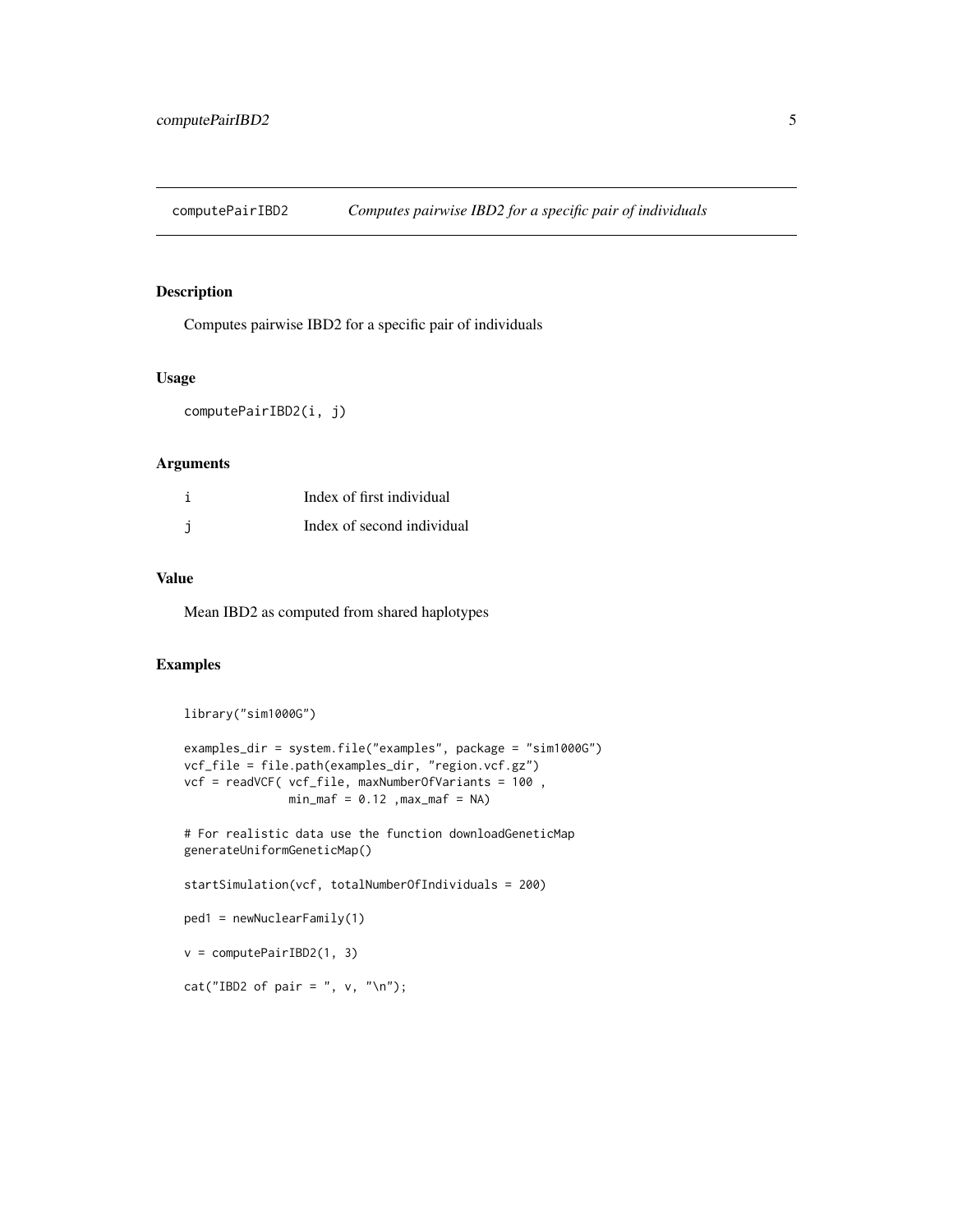# computePairIBD2 — *Computes pairwise IBD2 for a specific pair of individuals*

## Description

Computes pairwise IBD2 for a specific pair of individuals

## Usage

```
computePairIBD2(i, j)
```

## Arguments

| | |
|---|---|
| i | Index of first individual |
| j | Index of second individual |

## Value

Mean IBD2 as computed from shared haplotypes

## Examples

```
library("sim1000G")

examples_dir = system.file("examples", package = "sim1000G")
vcf_file = file.path(examples_dir, "region.vcf.gz")
vcf = readVCF( vcf_file, maxNumberOfVariants = 100 ,
              min_maf = 0.12 ,max_maf = NA)

# For realistic data use the function downloadGeneticMap
generateUniformGeneticMap()

startSimulation(vcf, totalNumberOfIndividuals = 200)

ped1 = newNuclearFamily(1)

v = computePairIBD2(1, 3)

cat("IBD2 of pair = ", v, "\n");
```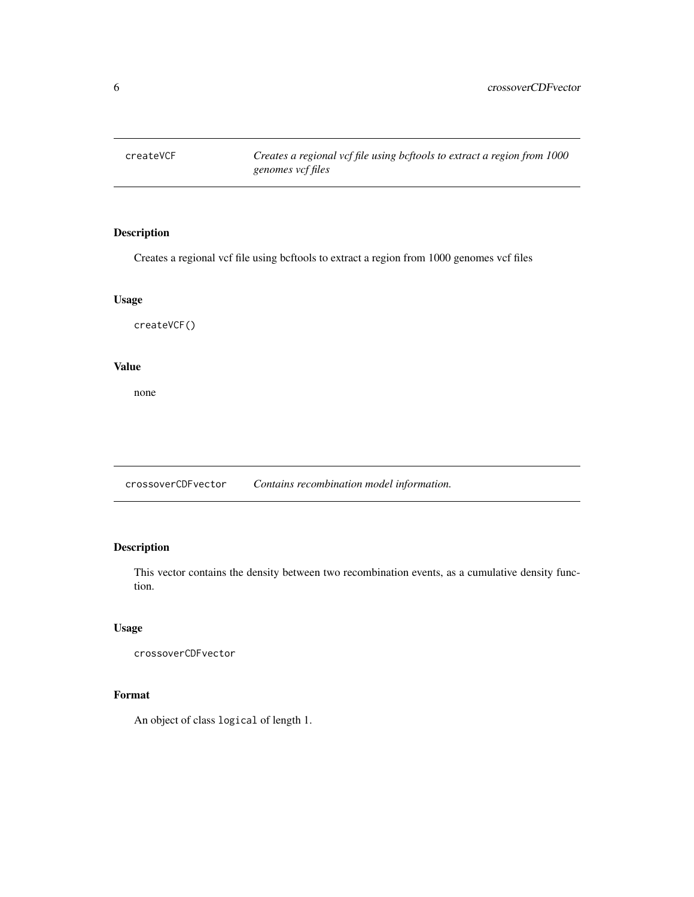## createVCF

*Creates a regional vcf file using bcftools to extract a region from 1000 genomes vcf files*

### Description

Creates a regional vcf file using bcftools to extract a region from 1000 genomes vcf files

### Usage

```
createVCF()
```

### Value

none

## crossoverCDFvector

*Contains recombination model information.*

### Description

This vector contains the density between two recombination events, as a cumulative density function.

### Usage

```
crossoverCDFvector
```

### Format

An object of class `logical` of length 1.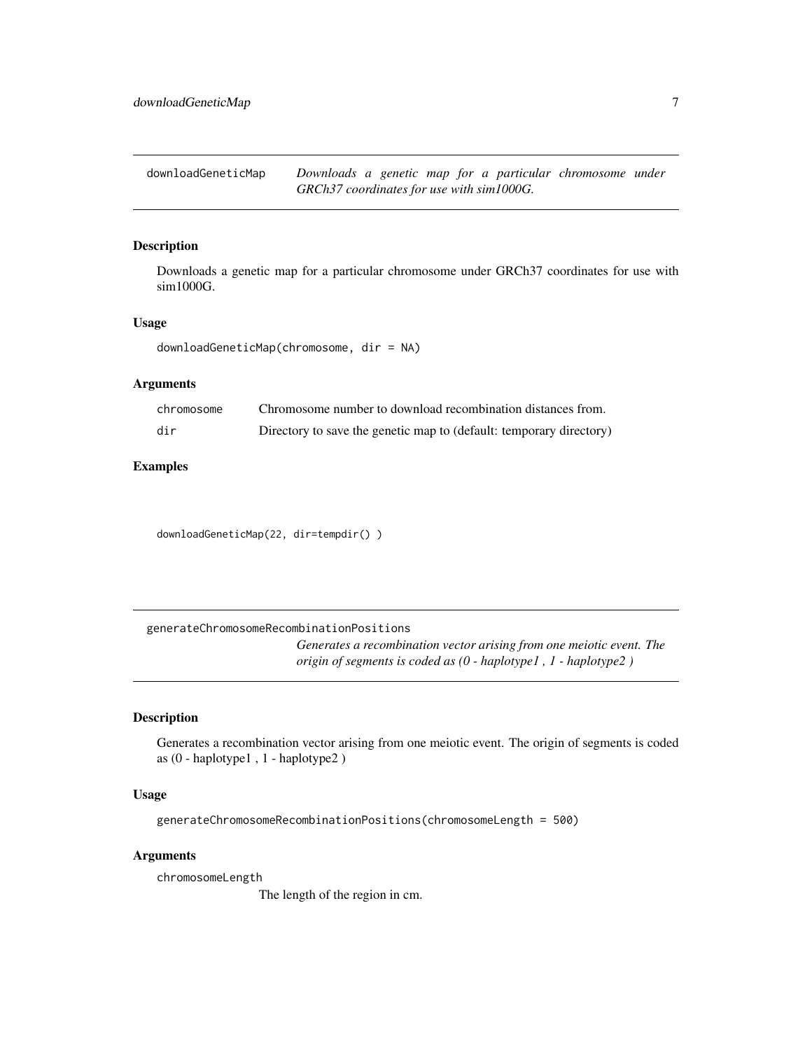## downloadGeneticMap

*Downloads a genetic map for a particular chromosome under GRCh37 coordinates for use with sim1000G.*

### Description

Downloads a genetic map for a particular chromosome under GRCh37 coordinates for use with sim1000G.

### Usage

```
downloadGeneticMap(chromosome, dir = NA)
```

### Arguments

| | |
|---|---|
| chromosome | Chromosome number to download recombination distances from. |
| dir | Directory to save the genetic map to (default: temporary directory) |

### Examples

```
downloadGeneticMap(22, dir=tempdir() )
```

## generateChromosomeRecombinationPositions

*Generates a recombination vector arising from one meiotic event. The origin of segments is coded as (0 - haplotype1 , 1 - haplotype2 )*

### Description

Generates a recombination vector arising from one meiotic event. The origin of segments is coded as (0 - haplotype1 , 1 - haplotype2 )

### Usage

```
generateChromosomeRecombinationPositions(chromosomeLength = 500)
```

### Arguments

| | |
|---|---|
| chromosomeLength | The length of the region in cm. |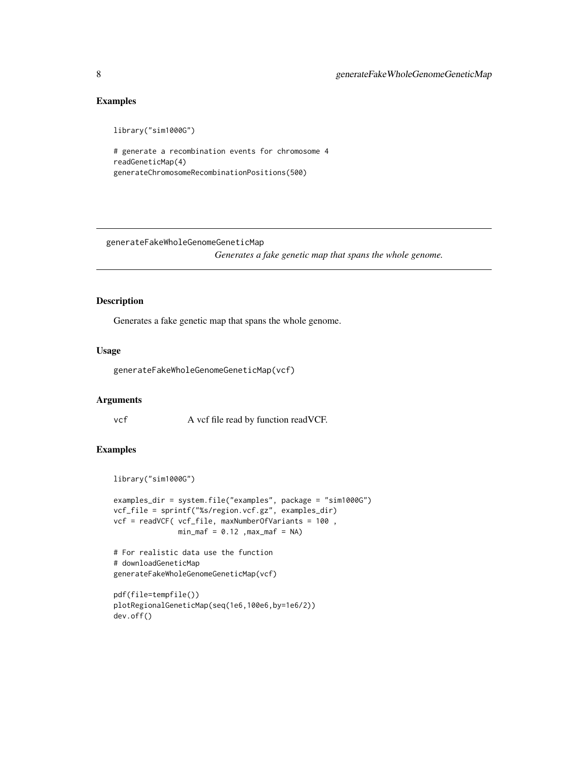## Examples

```
library("sim1000G")

# generate a recombination events for chromosome 4
readGeneticMap(4)
generateChromosomeRecombinationPositions(500)
```

---

## generateFakeWholeGenomeGeneticMap

*Generates a fake genetic map that spans the whole genome.*

---

### Description

Generates a fake genetic map that spans the whole genome.

### Usage

```
generateFakeWholeGenomeGeneticMap(vcf)
```

### Arguments

| | |
|---|---|
| vcf | A vcf file read by function readVCF. |

### Examples

```
library("sim1000G")

examples_dir = system.file("examples", package = "sim1000G")
vcf_file = sprintf("%s/region.vcf.gz", examples_dir)
vcf = readVCF( vcf_file, maxNumberOfVariants = 100 ,
              min_maf = 0.12 ,max_maf = NA)

# For realistic data use the function
# downloadGeneticMap
generateFakeWholeGenomeGeneticMap(vcf)

pdf(file=tempfile())
plotRegionalGeneticMap(seq(1e6,100e6,by=1e6/2))
dev.off()
```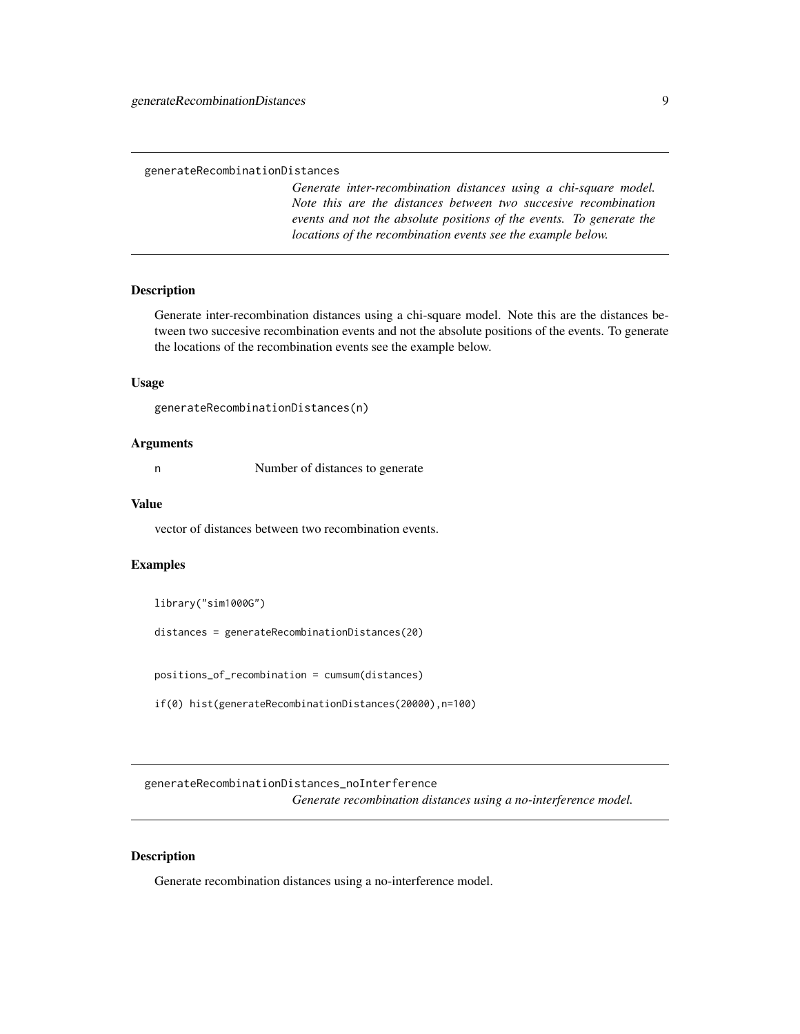## generateRecombinationDistances

*Generate inter-recombination distances using a chi-square model. Note this are the distances between two succesive recombination events and not the absolute positions of the events. To generate the locations of the recombination events see the example below.*

### Description

Generate inter-recombination distances using a chi-square model. Note this are the distances between two succesive recombination events and not the absolute positions of the events. To generate the locations of the recombination events see the example below.

### Usage

```
generateRecombinationDistances(n)
```

### Arguments

n Number of distances to generate

### Value

vector of distances between two recombination events.

### Examples

```
library("sim1000G")

distances = generateRecombinationDistances(20)


positions_of_recombination = cumsum(distances)

if(0) hist(generateRecombinationDistances(20000),n=100)
```

## generateRecombinationDistances_noInterference

*Generate recombination distances using a no-interference model.*

### Description

Generate recombination distances using a no-interference model.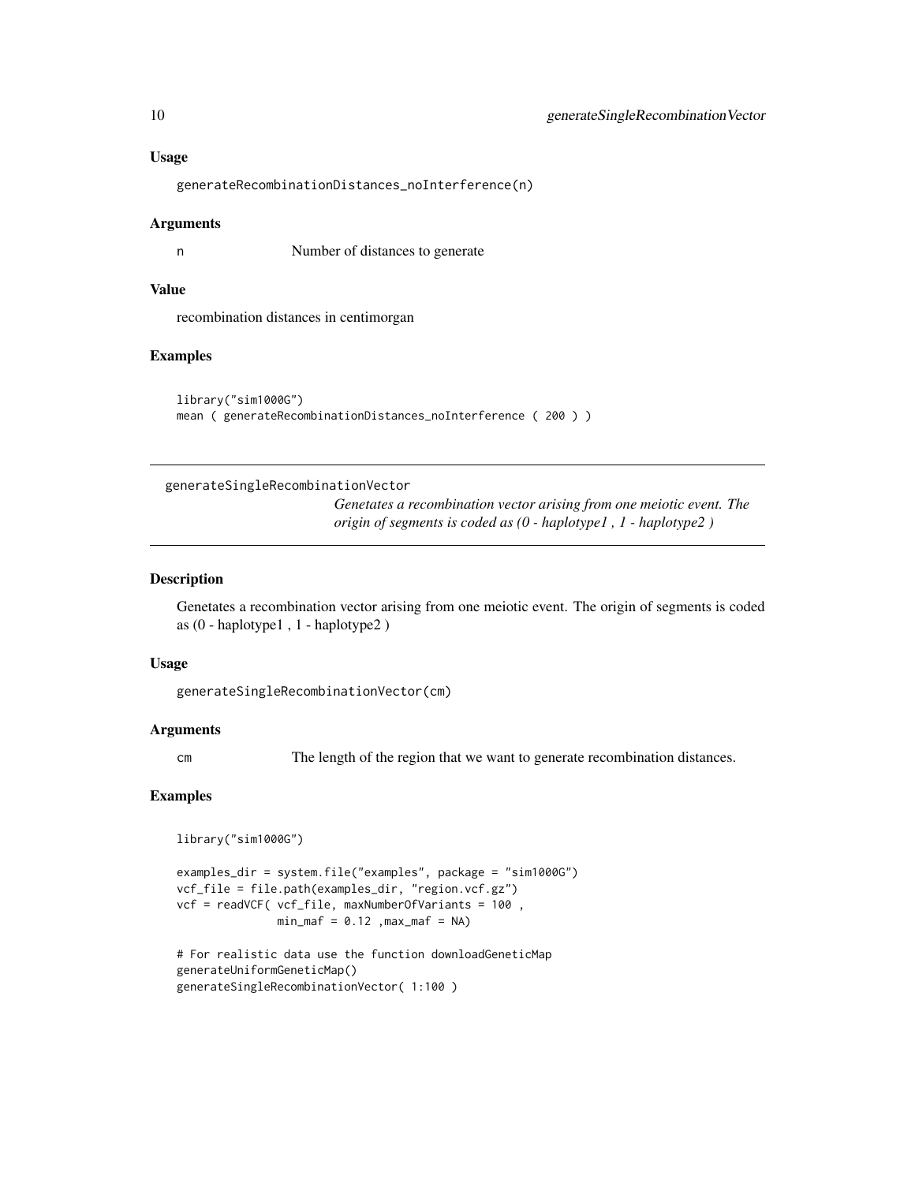### Usage

```
generateRecombinationDistances_noInterference(n)
```

### Arguments

n Number of distances to generate

### Value

recombination distances in centimorgan

### Examples

```
library("sim1000G")
mean ( generateRecombinationDistances_noInterference ( 200 ) )
```

---

## generateSingleRecombinationVector

*Genetates a recombination vector arising from one meiotic event. The origin of segments is coded as (0 - haplotype1 , 1 - haplotype2 )*

---

### Description

Genetates a recombination vector arising from one meiotic event. The origin of segments is coded as (0 - haplotype1 , 1 - haplotype2 )

### Usage

```
generateSingleRecombinationVector(cm)
```

### Arguments

cm The length of the region that we want to generate recombination distances.

### Examples

```
library("sim1000G")

examples_dir = system.file("examples", package = "sim1000G")
vcf_file = file.path(examples_dir, "region.vcf.gz")
vcf = readVCF( vcf_file, maxNumberOfVariants = 100 ,
               min_maf = 0.12 ,max_maf = NA)

# For realistic data use the function downloadGeneticMap
generateUniformGeneticMap()
generateSingleRecombinationVector( 1:100 )
```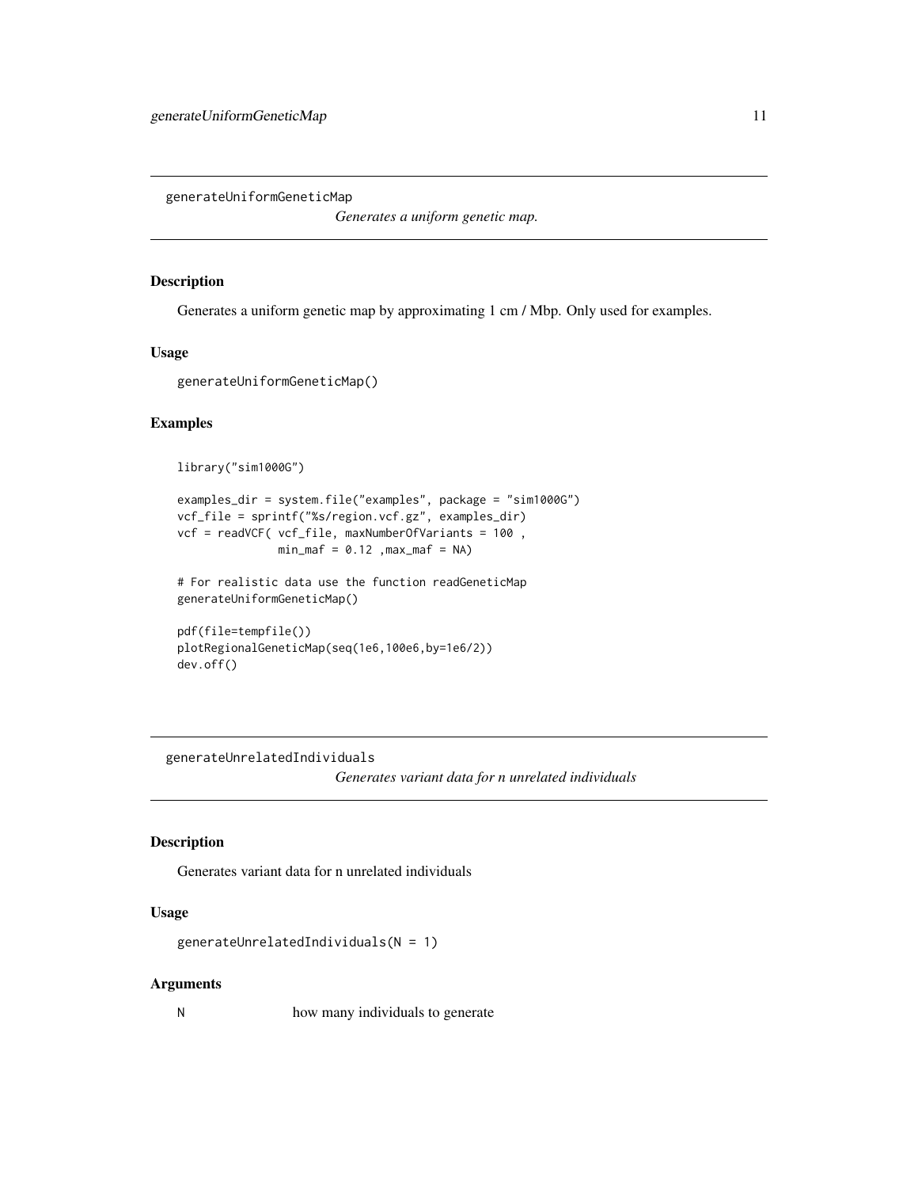## generateUniformGeneticMap

*Generates a uniform genetic map.*

### Description

Generates a uniform genetic map by approximating 1 cm / Mbp. Only used for examples.

### Usage

```
generateUniformGeneticMap()
```

### Examples

```
library("sim1000G")

examples_dir = system.file("examples", package = "sim1000G")
vcf_file = sprintf("%s/region.vcf.gz", examples_dir)
vcf = readVCF( vcf_file, maxNumberOfVariants = 100 ,
               min_maf = 0.12 ,max_maf = NA)

# For realistic data use the function readGeneticMap
generateUniformGeneticMap()

pdf(file=tempfile())
plotRegionalGeneticMap(seq(1e6,100e6,by=1e6/2))
dev.off()
```

## generateUnrelatedIndividuals

*Generates variant data for n unrelated individuals*

### Description

Generates variant data for n unrelated individuals

### Usage

```
generateUnrelatedIndividuals(N = 1)
```

### Arguments

| | |
|---|---|
| N | how many individuals to generate |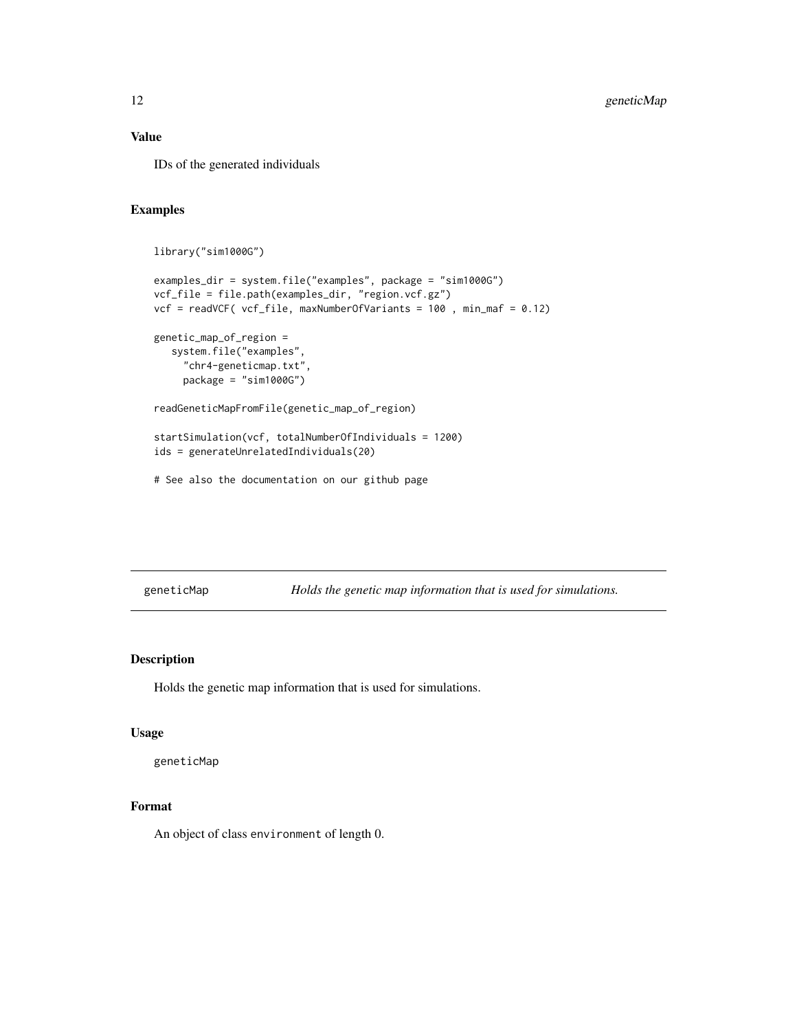## Value

IDs of the generated individuals

## Examples

```
library("sim1000G")

examples_dir = system.file("examples", package = "sim1000G")
vcf_file = file.path(examples_dir, "region.vcf.gz")
vcf = readVCF( vcf_file, maxNumberOfVariants = 100 , min_maf = 0.12)

genetic_map_of_region =
   system.file("examples",
     "chr4-geneticmap.txt",
     package = "sim1000G")

readGeneticMapFromFile(genetic_map_of_region)

startSimulation(vcf, totalNumberOfIndividuals = 1200)
ids = generateUnrelatedIndividuals(20)

# See also the documentation on our github page
```

---

# geneticMap — *Holds the genetic map information that is used for simulations.*

---

## Description

Holds the genetic map information that is used for simulations.

## Usage

```
geneticMap
```

## Format

An object of class environment of length 0.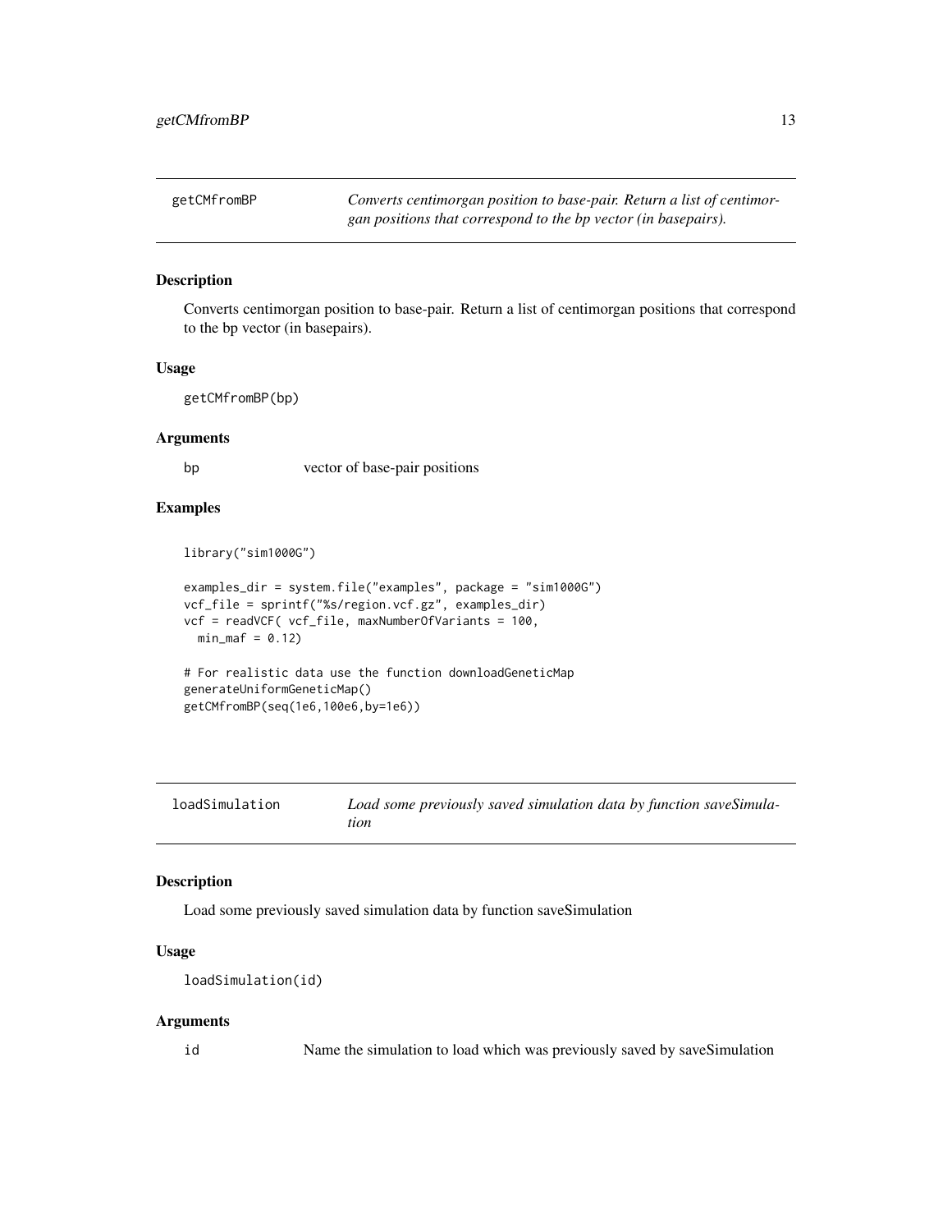## getCMfromBP

*Converts centimorgan position to base-pair. Return a list of centimorgan positions that correspond to the bp vector (in basepairs).*

### Description

Converts centimorgan position to base-pair. Return a list of centimorgan positions that correspond to the bp vector (in basepairs).

### Usage

```
getCMfromBP(bp)
```

### Arguments

| | |
|---|---|
| bp | vector of base-pair positions |

### Examples

```
library("sim1000G")

examples_dir = system.file("examples", package = "sim1000G")
vcf_file = sprintf("%s/region.vcf.gz", examples_dir)
vcf = readVCF( vcf_file, maxNumberOfVariants = 100,
  min_maf = 0.12)

# For realistic data use the function downloadGeneticMap
generateUniformGeneticMap()
getCMfromBP(seq(1e6,100e6,by=1e6))
```

## loadSimulation

*Load some previously saved simulation data by function saveSimulation*

### Description

Load some previously saved simulation data by function saveSimulation

### Usage

```
loadSimulation(id)
```

### Arguments

| | |
|---|---|
| id | Name the simulation to load which was previously saved by saveSimulation |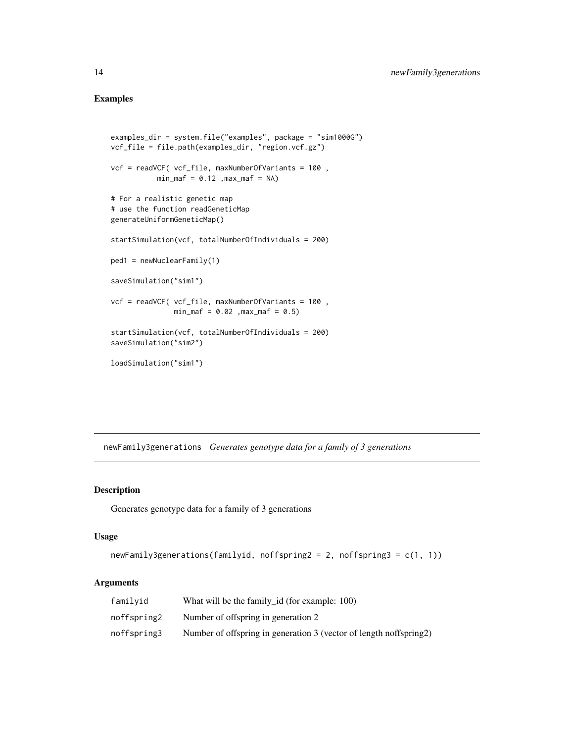## Examples

```
examples_dir = system.file("examples", package = "sim1000G")
vcf_file = file.path(examples_dir, "region.vcf.gz")

vcf = readVCF( vcf_file, maxNumberOfVariants = 100 ,
          min_maf = 0.12 ,max_maf = NA)

# For a realistic genetic map
# use the function readGeneticMap
generateUniformGeneticMap()

startSimulation(vcf, totalNumberOfIndividuals = 200)

ped1 = newNuclearFamily(1)

saveSimulation("sim1")

vcf = readVCF( vcf_file, maxNumberOfVariants = 100 ,
              min_maf = 0.02 ,max_maf = 0.5)

startSimulation(vcf, totalNumberOfIndividuals = 200)
saveSimulation("sim2")

loadSimulation("sim1")
```

---

# newFamily3generations *Generates genotype data for a family of 3 generations*

## Description

Generates genotype data for a family of 3 generations

## Usage

```
newFamily3generations(familyid, noffspring2 = 2, noffspring3 = c(1, 1))
```

## Arguments

| | |
|---|---|
| familyid | What will be the family_id (for example: 100) |
| noffspring2 | Number of offspring in generation 2 |
| noffspring3 | Number of offspring in generation 3 (vector of length noffspring2) |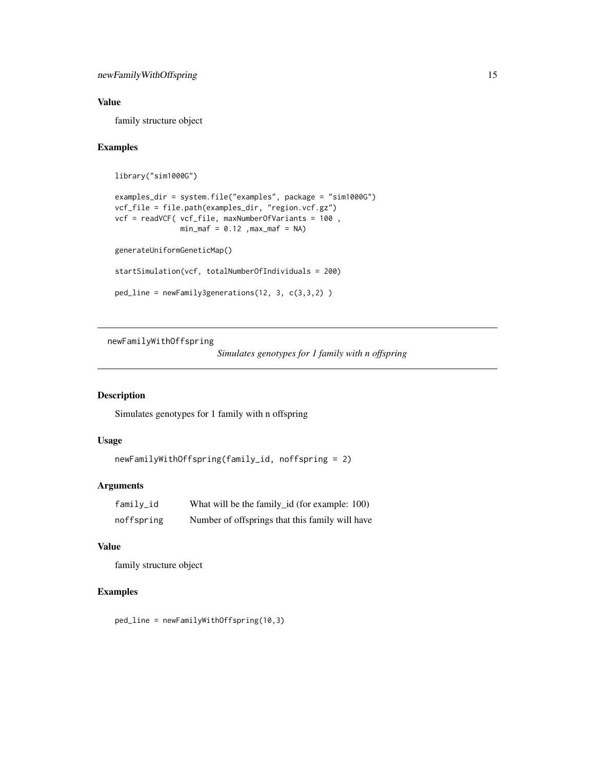### Value

family structure object

### Examples

```
library("sim1000G")

examples_dir = system.file("examples", package = "sim1000G")
vcf_file = file.path(examples_dir, "region.vcf.gz")
vcf = readVCF( vcf_file, maxNumberOfVariants = 100 ,
               min_maf = 0.12 ,max_maf = NA)

generateUniformGeneticMap()

startSimulation(vcf, totalNumberOfIndividuals = 200)

ped_line = newFamily3generations(12, 3, c(3,3,2) )
```

---

## newFamilyWithOffspring

*Simulates genotypes for 1 family with n offspring*

---

### Description

Simulates genotypes for 1 family with n offspring

### Usage

```
newFamilyWithOffspring(family_id, noffspring = 2)
```

### Arguments

| | |
|---|---|
| family_id | What will be the family_id (for example: 100) |
| noffspring | Number of offsprings that this family will have |

### Value

family structure object

### Examples

```
ped_line = newFamilyWithOffspring(10,3)
```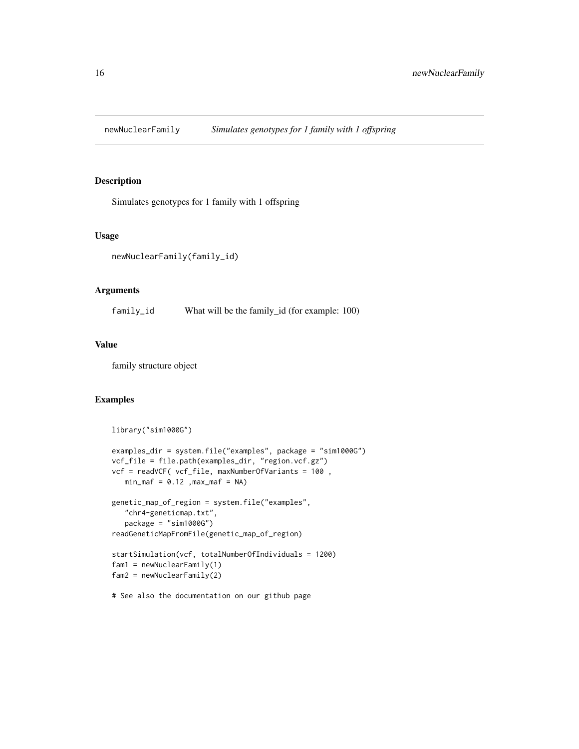## newNuclearFamily *Simulates genotypes for 1 family with 1 offspring*

### Description

Simulates genotypes for 1 family with 1 offspring

### Usage

```
newNuclearFamily(family_id)
```

### Arguments

| | |
|---|---|
| family_id | What will be the family_id (for example: 100) |

### Value

family structure object

### Examples

```
library("sim1000G")

examples_dir = system.file("examples", package = "sim1000G")
vcf_file = file.path(examples_dir, "region.vcf.gz")
vcf = readVCF( vcf_file, maxNumberOfVariants = 100 ,
   min_maf = 0.12 ,max_maf = NA)

genetic_map_of_region = system.file("examples",
   "chr4-geneticmap.txt",
   package = "sim1000G")
readGeneticMapFromFile(genetic_map_of_region)

startSimulation(vcf, totalNumberOfIndividuals = 1200)
fam1 = newNuclearFamily(1)
fam2 = newNuclearFamily(2)

# See also the documentation on our github page
```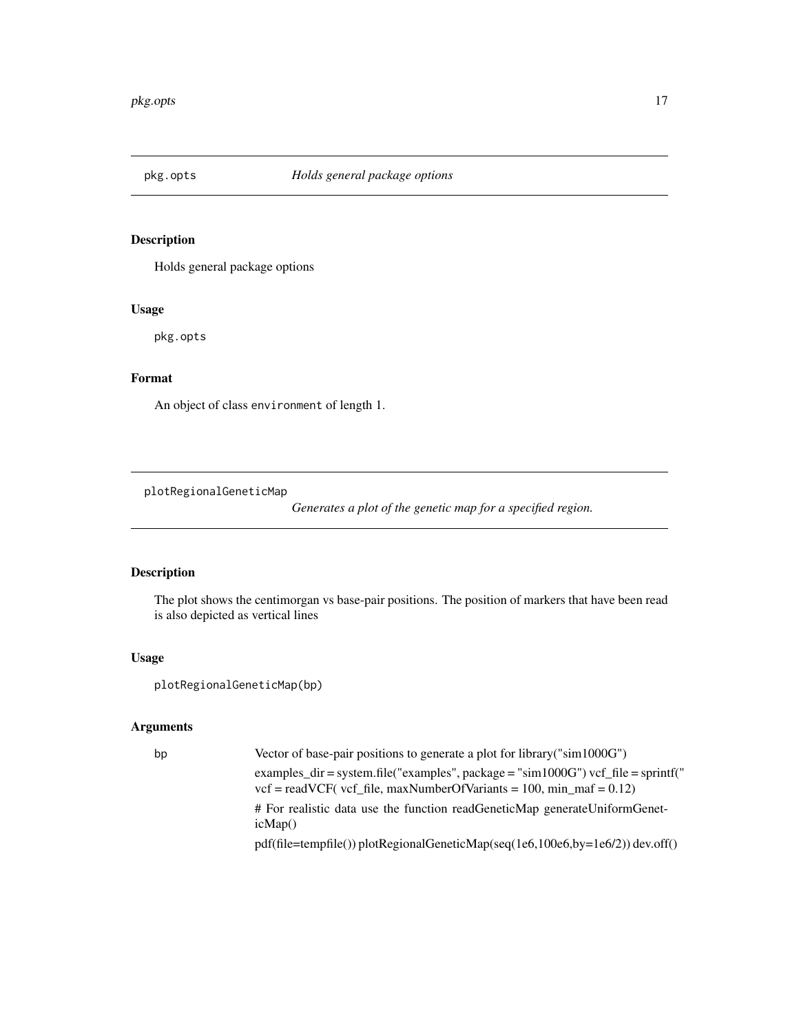## pkg.opts — *Holds general package options*

### Description

Holds general package options

### Usage

```
pkg.opts
```

### Format

An object of class `environment` of length 1.

## plotRegionalGeneticMap — *Generates a plot of the genetic map for a specified region.*

### Description

The plot shows the centimorgan vs base-pair positions. The position of markers that have been read is also depicted as vertical lines

### Usage

```
plotRegionalGeneticMap(bp)
```

### Arguments

| | |
|---|---|
| bp | Vector of base-pair positions to generate a plot for library("sim1000G")<br><br>examples_dir = system.file("examples", package = "sim1000G") vcf_file = sprintf(" vcf = readVCF( vcf_file, maxNumberOfVariants = 100, min_maf = 0.12)<br><br># For realistic data use the function readGeneticMap generateUniformGeneticMap()<br><br>pdf(file=tempfile()) plotRegionalGeneticMap(seq(1e6,100e6,by=1e6/2)) dev.off() |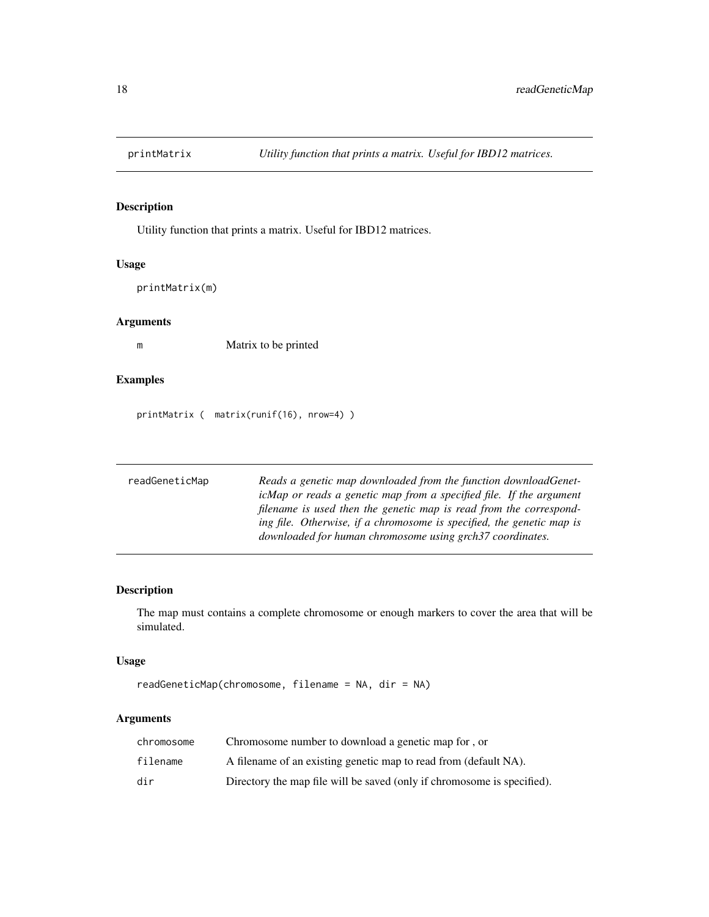## printMatrix — *Utility function that prints a matrix. Useful for IBD12 matrices.*

### Description

Utility function that prints a matrix. Useful for IBD12 matrices.

### Usage

```
printMatrix(m)
```

### Arguments

| | |
|---|---|
| m | Matrix to be printed |

### Examples

```
printMatrix (  matrix(runif(16), nrow=4) )
```

## readGeneticMap — *Reads a genetic map downloaded from the function downloadGeneticMap or reads a genetic map from a specified file. If the argument filename is used then the genetic map is read from the corresponding file. Otherwise, if a chromosome is specified, the genetic map is downloaded for human chromosome using grch37 coordinates.*

### Description

The map must contains a complete chromosome or enough markers to cover the area that will be simulated.

### Usage

```
readGeneticMap(chromosome, filename = NA, dir = NA)
```

### Arguments

| | |
|---|---|
| chromosome | Chromosome number to download a genetic map for , or |
| filename | A filename of an existing genetic map to read from (default NA). |
| dir | Directory the map file will be saved (only if chromosome is specified). |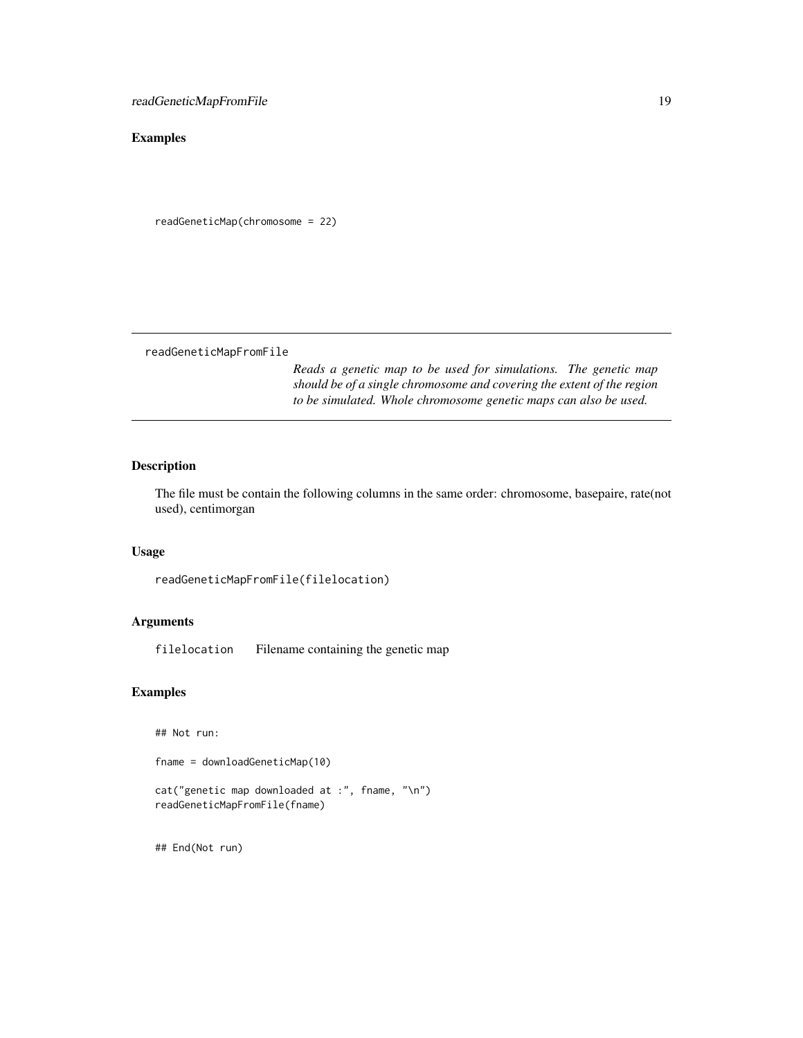### Examples

```
readGeneticMap(chromosome = 22)
```

---

## readGeneticMapFromFile

*Reads a genetic map to be used for simulations. The genetic map should be of a single chromosome and covering the extent of the region to be simulated. Whole chromosome genetic maps can also be used.*

### Description

The file must be contain the following columns in the same order: chromosome, basepaire, rate(not used), centimorgan

### Usage

```
readGeneticMapFromFile(filelocation)
```

### Arguments

| | |
|---|---|
| `filelocation` | Filename containing the genetic map |

### Examples

```
## Not run:

fname = downloadGeneticMap(10)

cat("genetic map downloaded at :", fname, "\n")
readGeneticMapFromFile(fname)


## End(Not run)
```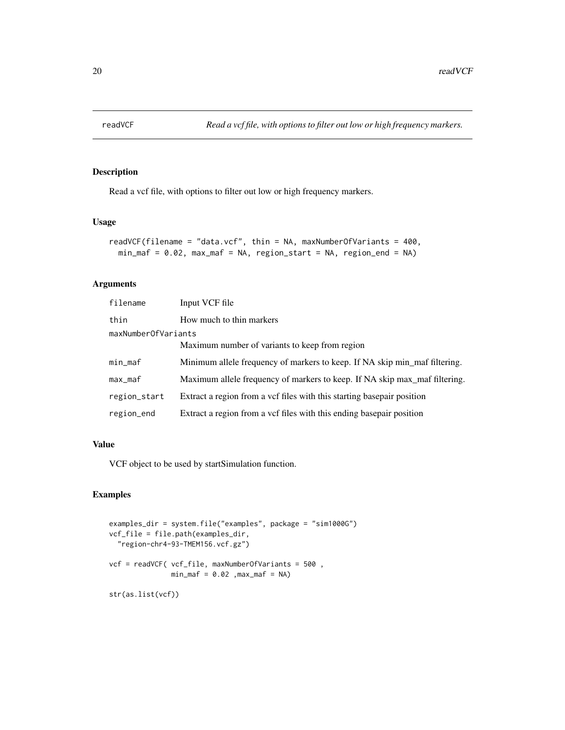# readVCF

*Read a vcf file, with options to filter out low or high frequency markers.*

## Description

Read a vcf file, with options to filter out low or high frequency markers.

## Usage

```
readVCF(filename = "data.vcf", thin = NA, maxNumberOfVariants = 400,
  min_maf = 0.02, max_maf = NA, region_start = NA, region_end = NA)
```

## Arguments

| Argument | Description |
|---|---|
| filename | Input VCF file |
| thin | How much to thin markers |
| maxNumberOfVariants | Maximum number of variants to keep from region |
| min_maf | Minimum allele frequency of markers to keep. If NA skip min_maf filtering. |
| max_maf | Maximum allele frequency of markers to keep. If NA skip max_maf filtering. |
| region_start | Extract a region from a vcf files with this starting basepair position |
| region_end | Extract a region from a vcf files with this ending basepair position |

## Value

VCF object to be used by startSimulation function.

## Examples

```
examples_dir = system.file("examples", package = "sim1000G")
vcf_file = file.path(examples_dir,
  "region-chr4-93-TMEM156.vcf.gz")

vcf = readVCF( vcf_file, maxNumberOfVariants = 500 ,
               min_maf = 0.02 ,max_maf = NA)

str(as.list(vcf))
```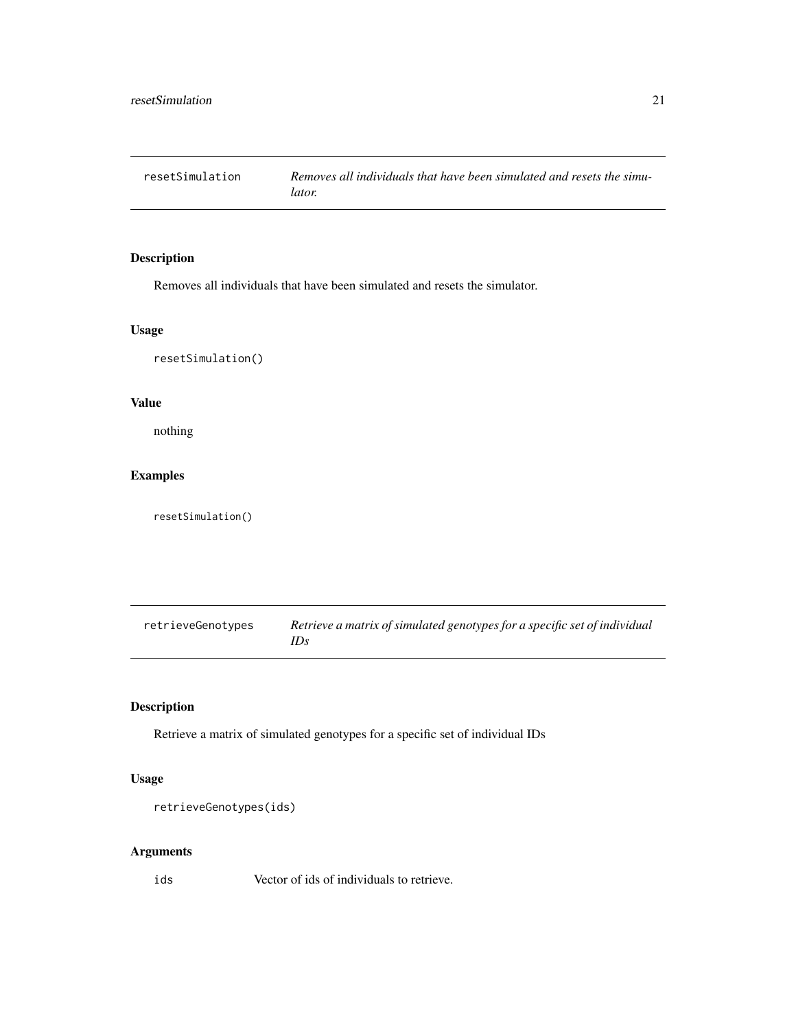## resetSimulation — *Removes all individuals that have been simulated and resets the simulator.*

### Description

Removes all individuals that have been simulated and resets the simulator.

### Usage

```
resetSimulation()
```

### Value

nothing

### Examples

```
resetSimulation()
```

## retrieveGenotypes — *Retrieve a matrix of simulated genotypes for a specific set of individual IDs*

### Description

Retrieve a matrix of simulated genotypes for a specific set of individual IDs

### Usage

```
retrieveGenotypes(ids)
```

### Arguments

| | |
|---|---|
| `ids` | Vector of ids of individuals to retrieve. |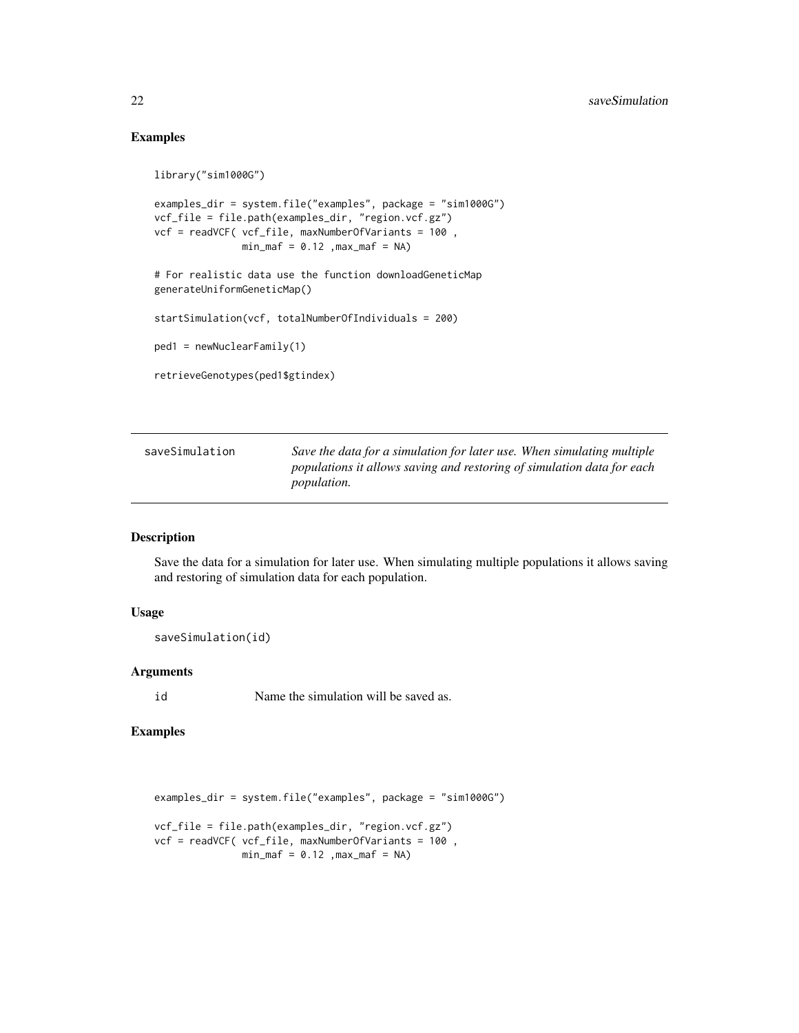## Examples

```
library("sim1000G")

examples_dir = system.file("examples", package = "sim1000G")
vcf_file = file.path(examples_dir, "region.vcf.gz")
vcf = readVCF( vcf_file, maxNumberOfVariants = 100 ,
              min_maf = 0.12 ,max_maf = NA)

# For realistic data use the function downloadGeneticMap
generateUniformGeneticMap()

startSimulation(vcf, totalNumberOfIndividuals = 200)

ped1 = newNuclearFamily(1)

retrieveGenotypes(ped1$gtindex)
```

---

`saveSimulation` *Save the data for a simulation for later use. When simulating multiple populations it allows saving and restoring of simulation data for each population.*

---

### Description

Save the data for a simulation for later use. When simulating multiple populations it allows saving and restoring of simulation data for each population.

### Usage

```
saveSimulation(id)
```

### Arguments

| | |
|---|---|
| `id` | Name the simulation will be saved as. |

### Examples

```
examples_dir = system.file("examples", package = "sim1000G")

vcf_file = file.path(examples_dir, "region.vcf.gz")
vcf = readVCF( vcf_file, maxNumberOfVariants = 100 ,
              min_maf = 0.12 ,max_maf = NA)
```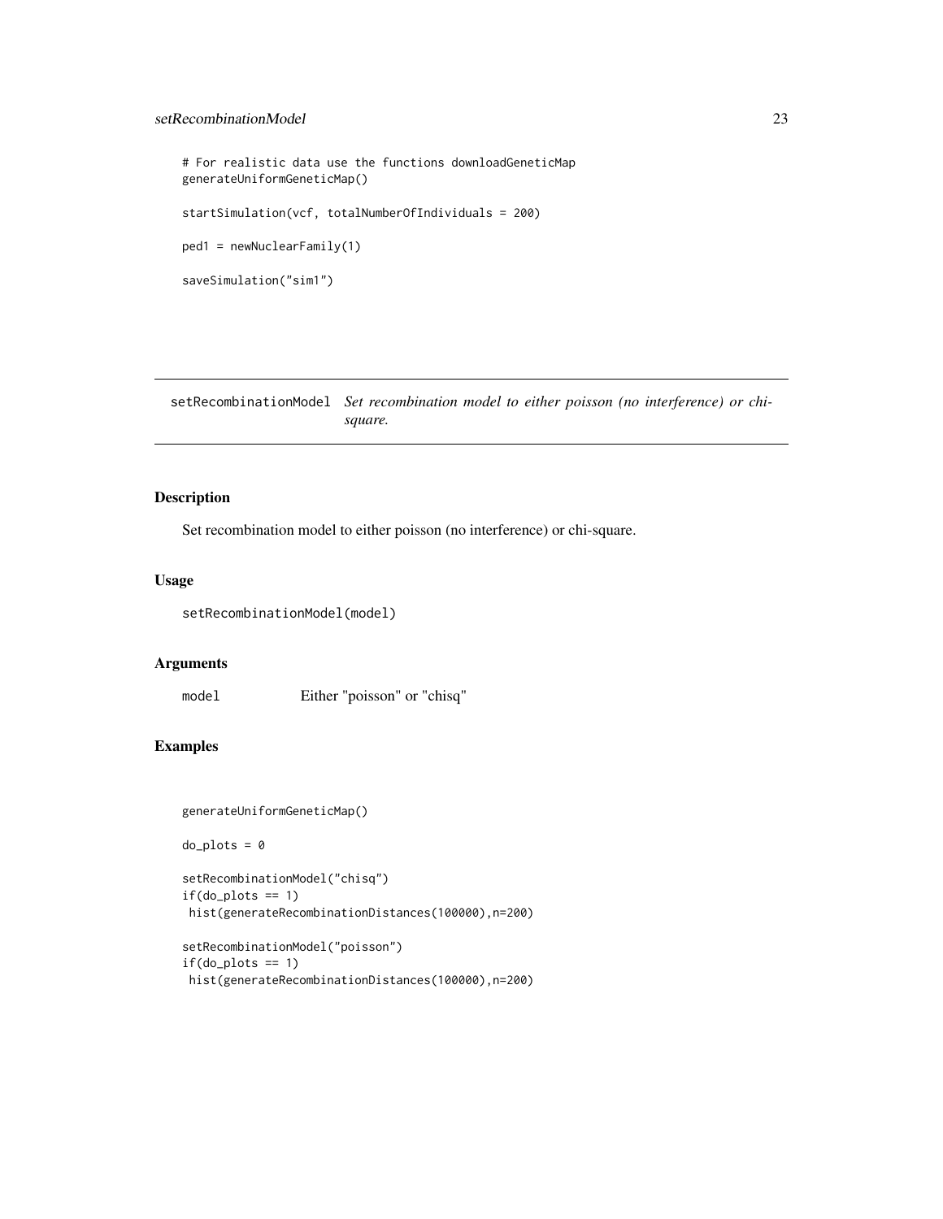```
# For realistic data use the functions downloadGeneticMap
generateUniformGeneticMap()

startSimulation(vcf, totalNumberOfIndividuals = 200)

ped1 = newNuclearFamily(1)

saveSimulation("sim1")
```

---

## setRecombinationModel *Set recombination model to either poisson (no interference) or chi-square.*

### Description

Set recombination model to either poisson (no interference) or chi-square.

### Usage

```
setRecombinationModel(model)
```

### Arguments

| | |
|---|---|
| `model` | Either "poisson" or "chisq" |

### Examples

```
generateUniformGeneticMap()

do_plots = 0

setRecombinationModel("chisq")
if(do_plots == 1)
 hist(generateRecombinationDistances(100000),n=200)

setRecombinationModel("poisson")
if(do_plots == 1)
 hist(generateRecombinationDistances(100000),n=200)
```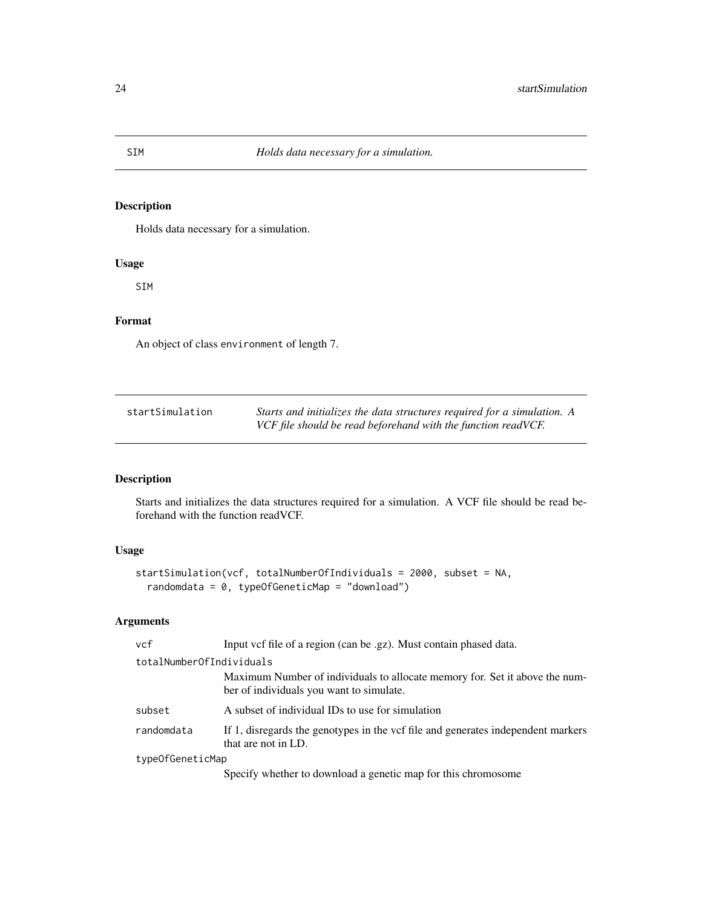## SIM — *Holds data necessary for a simulation.*

### Description

Holds data necessary for a simulation.

### Usage

```
SIM
```

### Format

An object of class `environment` of length 7.

## startSimulation — *Starts and initializes the data structures required for a simulation. A VCF file should be read beforehand with the function readVCF.*

### Description

Starts and initializes the data structures required for a simulation. A VCF file should be read beforehand with the function readVCF.

### Usage

```
startSimulation(vcf, totalNumberOfIndividuals = 2000, subset = NA,
  randomdata = 0, typeOfGeneticMap = "download")
```

### Arguments

| | |
|---|---|
| `vcf` | Input vcf file of a region (can be .gz). Must contain phased data. |
| `totalNumberOfIndividuals` | Maximum Number of individuals to allocate memory for. Set it above the number of individuals you want to simulate. |
| `subset` | A subset of individual IDs to use for simulation |
| `randomdata` | If 1, disregards the genotypes in the vcf file and generates independent markers that are not in LD. |
| `typeOfGeneticMap` | Specify whether to download a genetic map for this chromosome |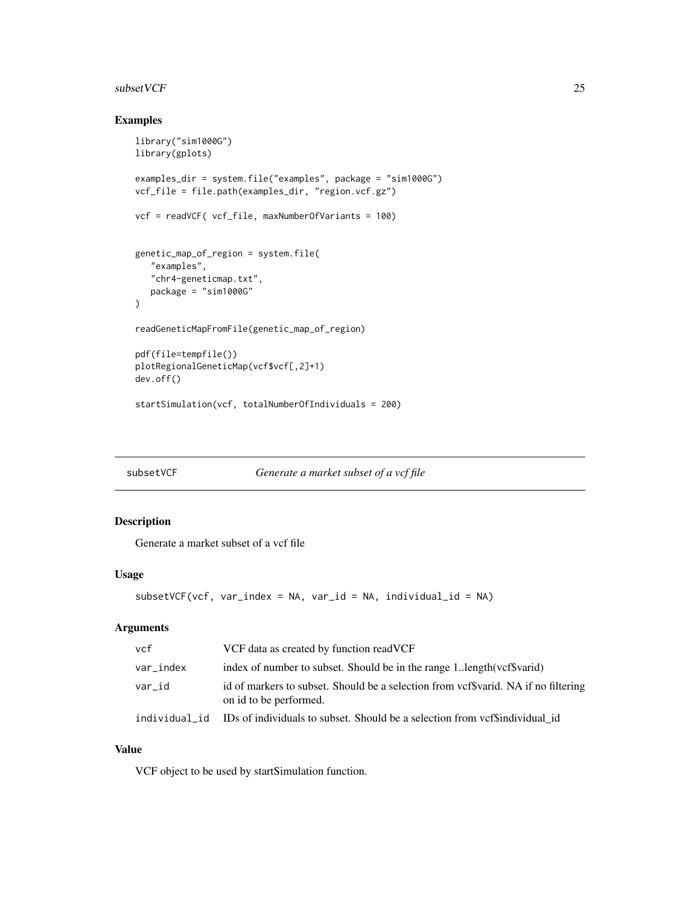## Examples

```
library("sim1000G")
library(gplots)

examples_dir = system.file("examples", package = "sim1000G")
vcf_file = file.path(examples_dir, "region.vcf.gz")

vcf = readVCF( vcf_file, maxNumberOfVariants = 100)


genetic_map_of_region = system.file(
   "examples",
   "chr4-geneticmap.txt",
   package = "sim1000G"
)

readGeneticMapFromFile(genetic_map_of_region)

pdf(file=tempfile())
plotRegionalGeneticMap(vcf$vcf[,2]+1)
dev.off()

startSimulation(vcf, totalNumberOfIndividuals = 200)
```

---

# subsetVCF — *Generate a market subset of a vcf file*

## Description

Generate a market subset of a vcf file

## Usage

```
subsetVCF(vcf, var_index = NA, var_id = NA, individual_id = NA)
```

## Arguments

| | |
|---|---|
| `vcf` | VCF data as created by function readVCF |
| `var_index` | index of number to subset. Should be in the range 1..length(vcf$varid) |
| `var_id` | id of markers to subset. Should be a selection from vcf$varid. NA if no filtering on id to be performed. |
| `individual_id` | IDs of individuals to subset. Should be a selection from vcf$individual_id |

## Value

VCF object to be used by startSimulation function.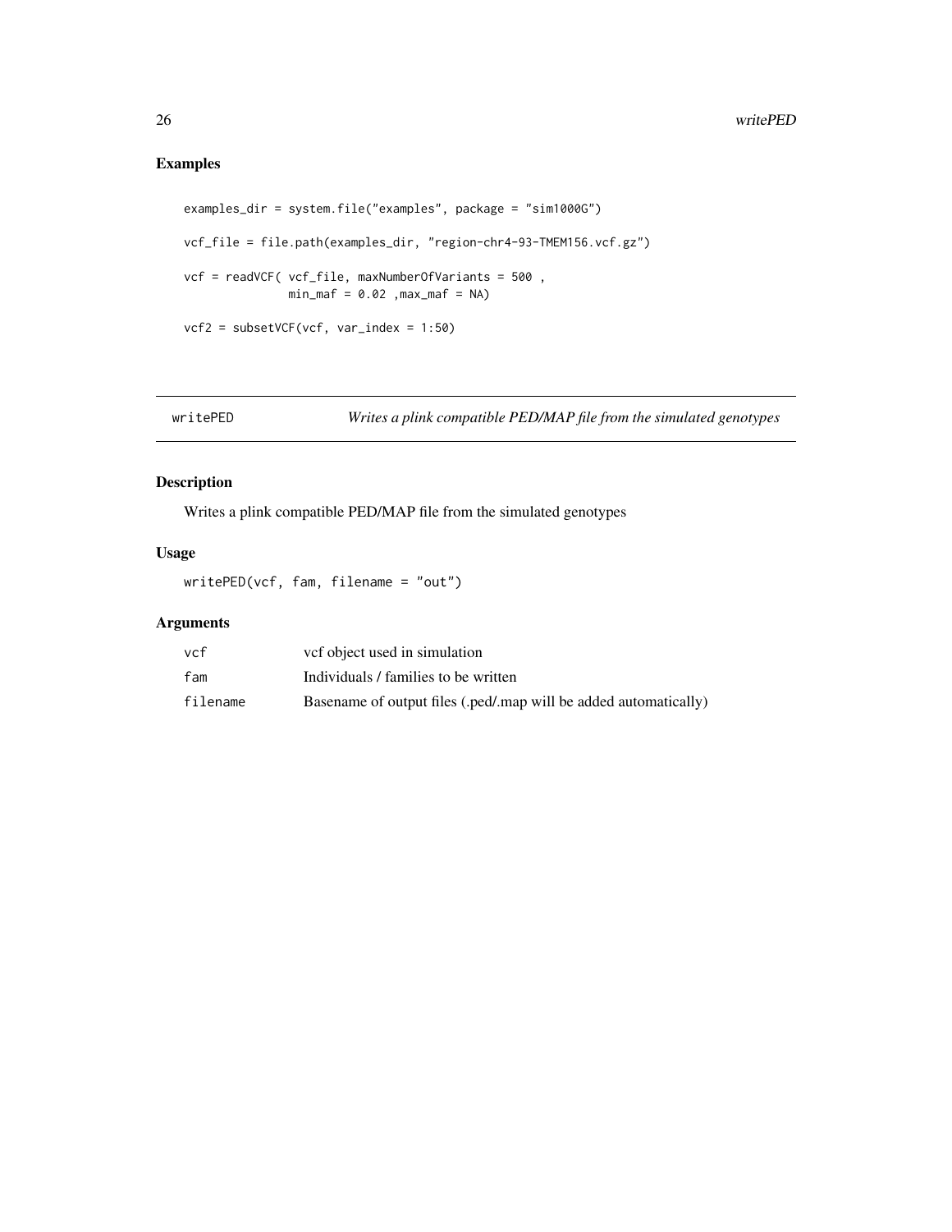## Examples

```
examples_dir = system.file("examples", package = "sim1000G")

vcf_file = file.path(examples_dir, "region-chr4-93-TMEM156.vcf.gz")

vcf = readVCF( vcf_file, maxNumberOfVariants = 500 ,
               min_maf = 0.02 ,max_maf = NA)

vcf2 = subsetVCF(vcf, var_index = 1:50)
```

---

`writePED` *Writes a plink compatible PED/MAP file from the simulated genotypes*

---

## Description

Writes a plink compatible PED/MAP file from the simulated genotypes

## Usage

```
writePED(vcf, fam, filename = "out")
```

## Arguments

| | |
|---|---|
| `vcf` | vcf object used in simulation |
| `fam` | Individuals / families to be written |
| `filename` | Basename of output files (.ped/.map will be added automatically) |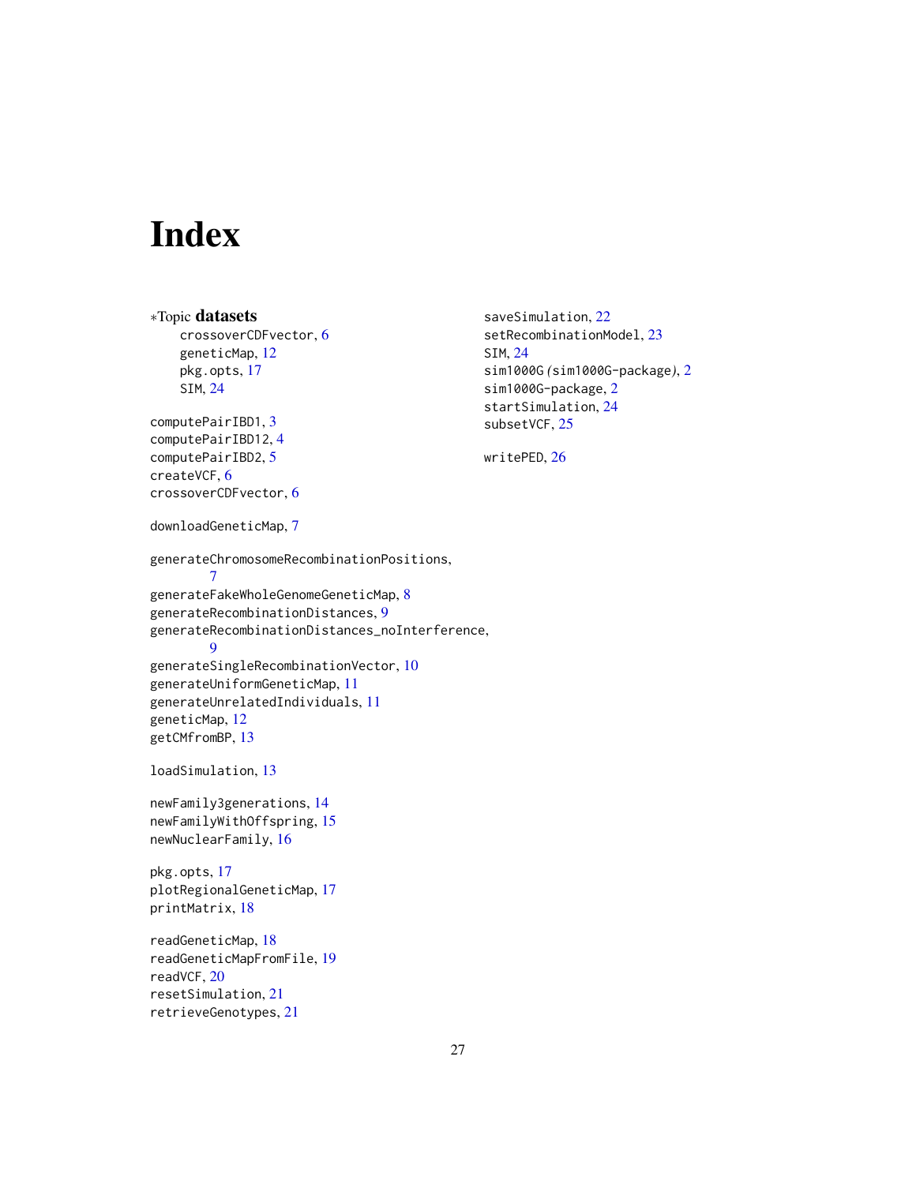# Index

*Topic **datasets**
  crossoverCDFvector, 6
  geneticMap, 12
  pkg.opts, 17
  SIM, 24

computePairIBD1, 3
computePairIBD12, 4
computePairIBD2, 5
createVCF, 6
crossoverCDFvector, 6

downloadGeneticMap, 7

generateChromosomeRecombinationPositions, 7
generateFakeWholeGenomeGeneticMap, 8
generateRecombinationDistances, 9
generateRecombinationDistances_noInterference, 9
generateSingleRecombinationVector, 10
generateUniformGeneticMap, 11
generateUnrelatedIndividuals, 11
geneticMap, 12
getCMfromBP, 13

loadSimulation, 13

newFamily3generations, 14
newFamilyWithOffspring, 15
newNuclearFamily, 16

pkg.opts, 17
plotRegionalGeneticMap, 17
printMatrix, 18

readGeneticMap, 18
readGeneticMapFromFile, 19
readVCF, 20
resetSimulation, 21
retrieveGenotypes, 21

saveSimulation, 22
setRecombinationModel, 23
SIM, 24
sim1000G (sim1000G-package), 2
sim1000G-package, 2
startSimulation, 24
subsetVCF, 25

writePED, 26